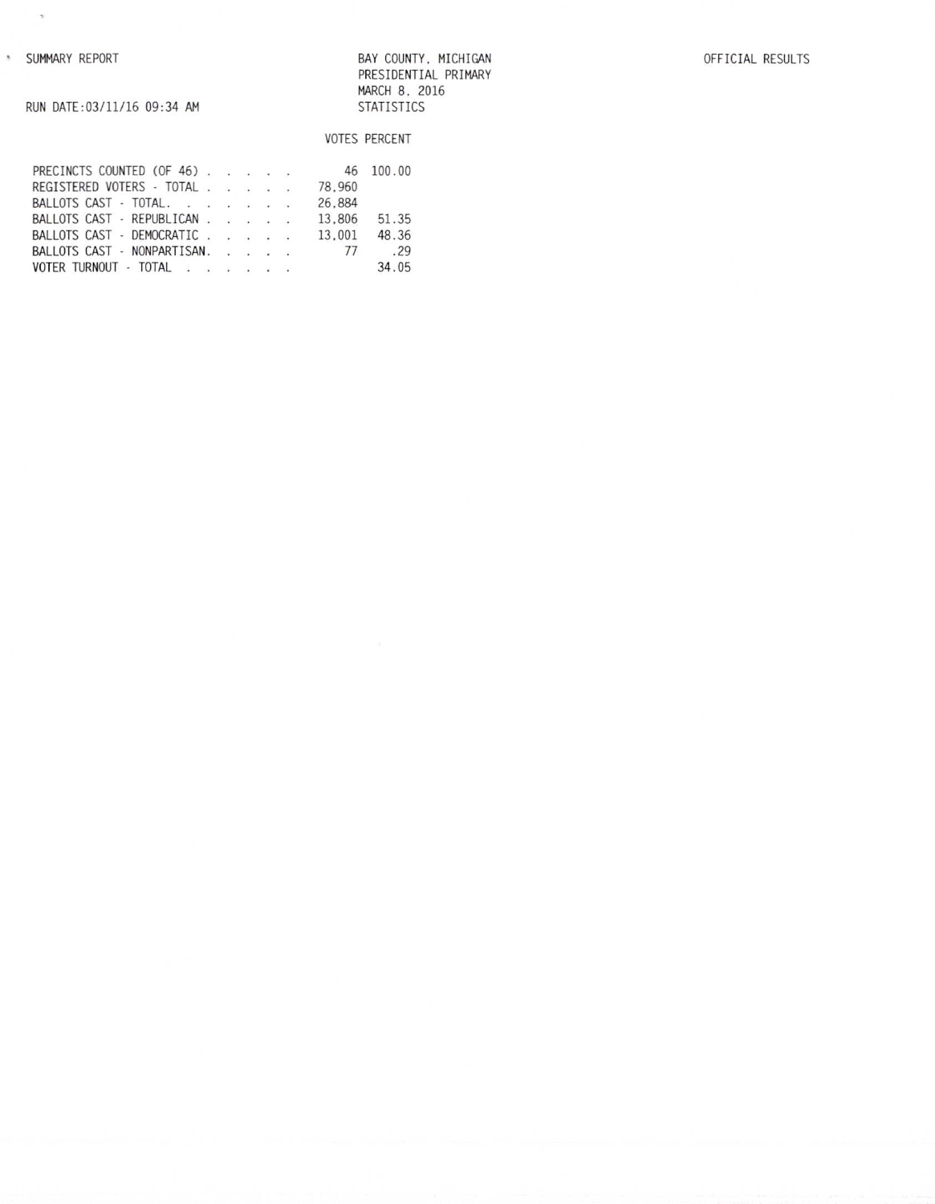SUMMARY REPORT

BAY COUNTY, MICHIGAN
PRESIDENTIAL PRIMARY
MARCH 8, 2016
STATISTICS

OFFICIAL RESULTS

RUN DATE:03/11/16 09:34 AM

| | VOTES | PERCENT |
|---|---|---|
| PRECINCTS COUNTED (OF 46) | 46 | 100.00 |
| REGISTERED VOTERS - TOTAL | 78,960 | |
| BALLOTS CAST - TOTAL. | 26,884 | |
| BALLOTS CAST - REPUBLICAN | 13,806 | 51.35 |
| BALLOTS CAST - DEMOCRATIC | 13,001 | 48.36 |
| BALLOTS CAST - NONPARTISAN. | 77 | .29 |
| VOTER TURNOUT - TOTAL | | 34.05 |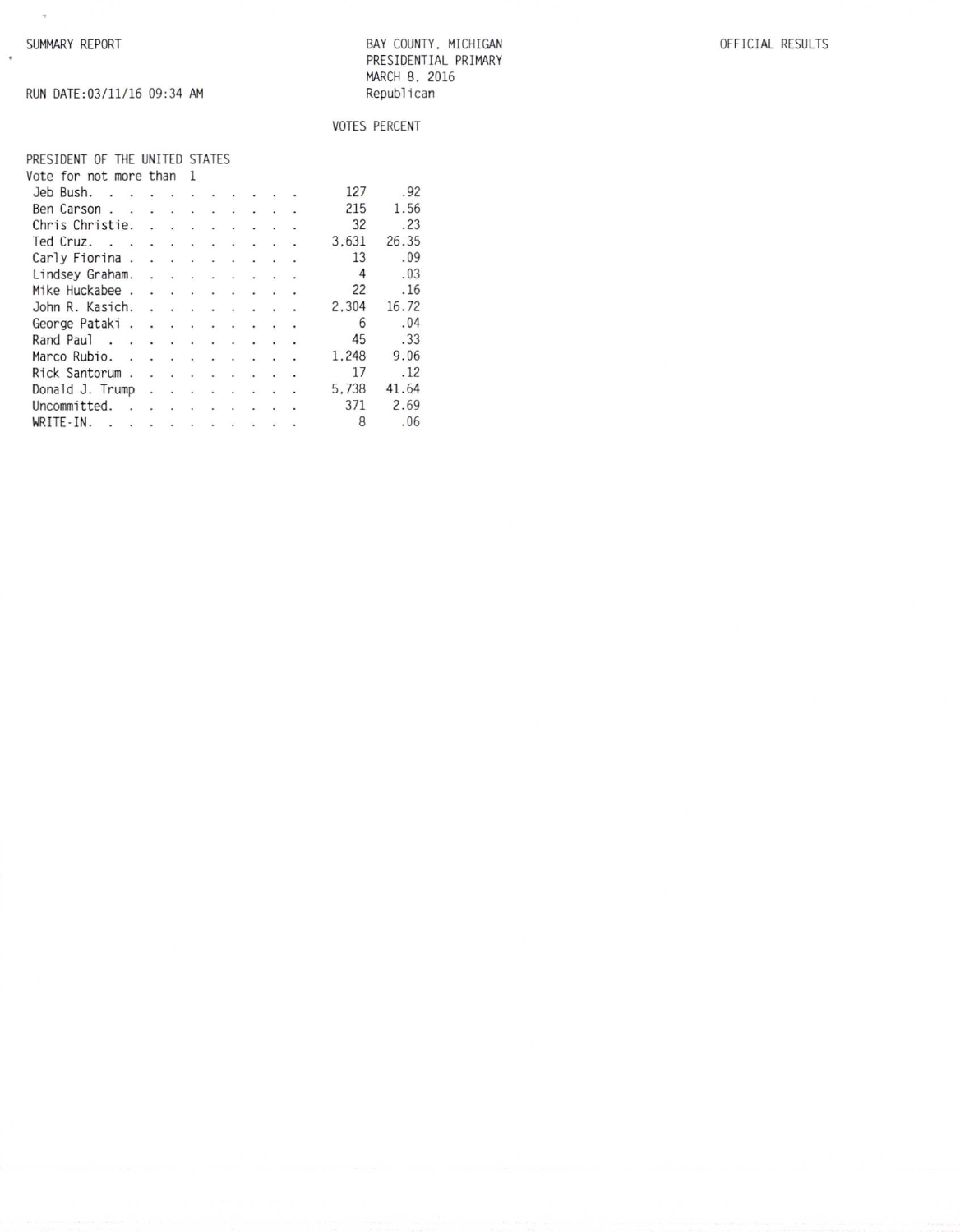SUMMARY REPORT

RUN DATE:03/11/16 09:34 AM

BAY COUNTY, MICHIGAN
PRESIDENTIAL PRIMARY
MARCH 8, 2016
Republican

OFFICIAL RESULTS

**PRESIDENT OF THE UNITED STATES**
Vote for not more than 1

| Candidate | VOTES | PERCENT |
|---|---|---|
| Jeb Bush | 127 | .92 |
| Ben Carson | 215 | 1.56 |
| Chris Christie | 32 | .23 |
| Ted Cruz | 3,631 | 26.35 |
| Carly Fiorina | 13 | .09 |
| Lindsey Graham | 4 | .03 |
| Mike Huckabee | 22 | .16 |
| John R. Kasich | 2,304 | 16.72 |
| George Pataki | 6 | .04 |
| Rand Paul | 45 | .33 |
| Marco Rubio | 1,248 | 9.06 |
| Rick Santorum | 17 | .12 |
| Donald J. Trump | 5,738 | 41.64 |
| Uncommitted | 371 | 2.69 |
| WRITE-IN | 8 | .06 |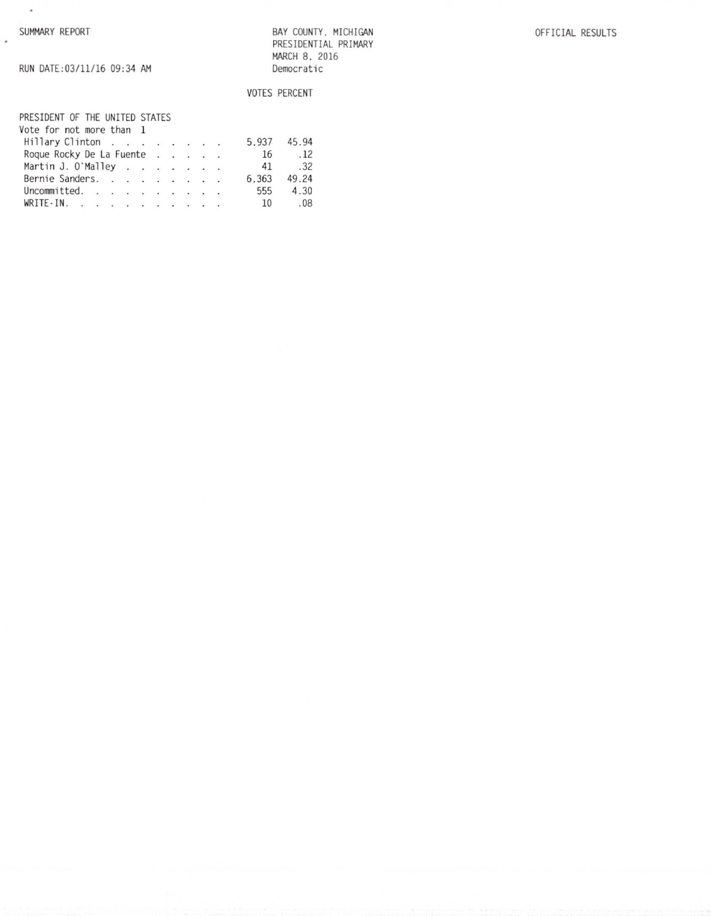SUMMARY REPORT

RUN DATE:03/11/16 09:34 AM

BAY COUNTY, MICHIGAN
PRESIDENTIAL PRIMARY
MARCH 8, 2016
Democratic

OFFICIAL RESULTS

PRESIDENT OF THE UNITED STATES
Vote for not more than 1

| | VOTES | PERCENT |
|---|---|---|
| Hillary Clinton | 5,937 | 45.94 |
| Roque Rocky De La Fuente | 16 | .12 |
| Martin J. O'Malley | 41 | .32 |
| Bernie Sanders | 6,363 | 49.24 |
| Uncommitted | 555 | 4.30 |
| WRITE-IN | 10 | .08 |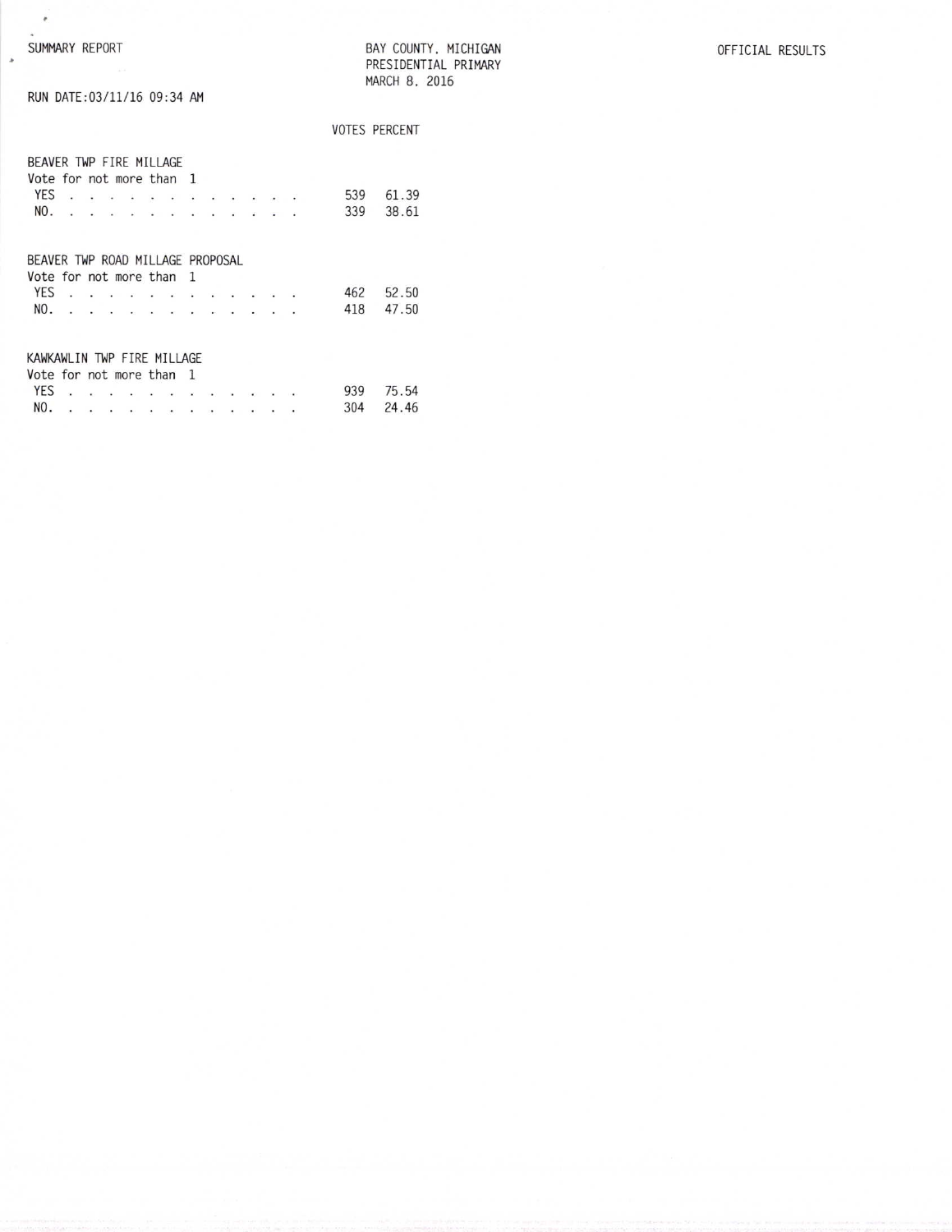SUMMARY REPORT

BAY COUNTY, MICHIGAN
PRESIDENTIAL PRIMARY
MARCH 8, 2016

OFFICIAL RESULTS

RUN DATE:03/11/16 09:34 AM

| | VOTES | PERCENT |
|---|---|---|
| **BEAVER TWP FIRE MILLAGE** | | |
| Vote for not more than 1 | | |
| YES . . . . . . . . . . . . . | 539 | 61.39 |
| NO. . . . . . . . . . . . . . | 339 | 38.61 |
| **BEAVER TWP ROAD MILLAGE PROPOSAL** | | |
| Vote for not more than 1 | | |
| YES . . . . . . . . . . . . . | 462 | 52.50 |
| NO. . . . . . . . . . . . . . | 418 | 47.50 |
| **KAWKAWLIN TWP FIRE MILLAGE** | | |
| Vote for not more than 1 | | |
| YES . . . . . . . . . . . . . | 939 | 75.54 |
| NO. . . . . . . . . . . . . . | 304 | 24.46 |